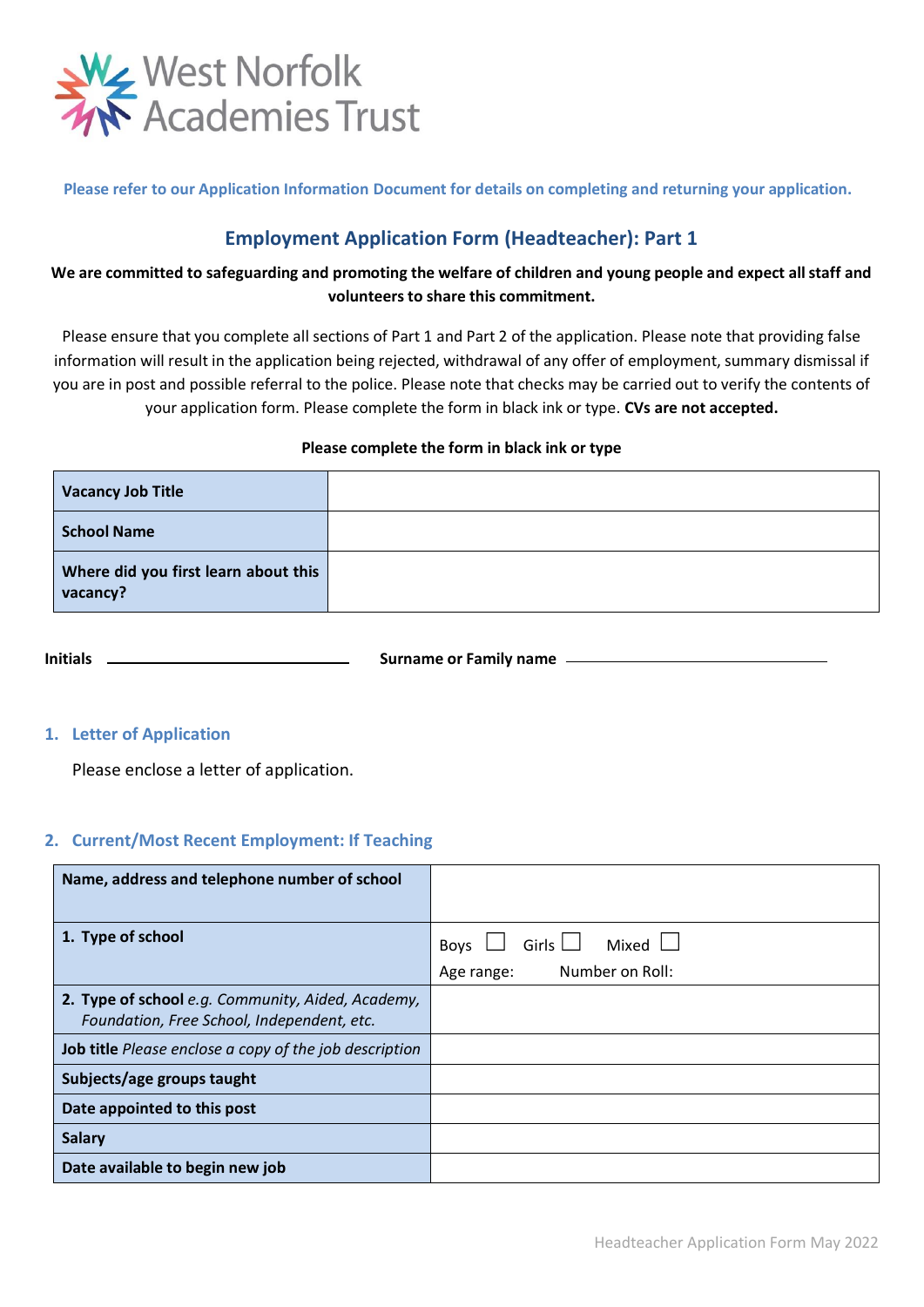West Norfolk Academies Trust

**Please refer to our Application Information Document for details on completing and returning your application.**

## Employment Application Form (Headteacher): Part 1

**We are committed to safeguarding and promoting the welfare of children and young people and expect all staff and volunteers to share this commitment.**

Please ensure that you complete all sections of Part 1 and Part 2 of the application. Please note that providing false information will result in the application being rejected, withdrawal of any offer of employment, summary dismissal if you are in post and possible referral to the police. Please note that checks may be carried out to verify the contents of your application form. Please complete the form in black ink or type. **CVs are not accepted.**

**Please complete the form in black ink or type**

| **Vacancy Job Title** | |
|---|---|
| **School Name** | |
| **Where did you first learn about this vacancy?** | |

**Initials** ______________________ **Surname or Family name** ______________________

### 1. Letter of Application

Please enclose a letter of application.

### 2. Current/Most Recent Employment: If Teaching

| **Name, address and telephone number of school** | |
|---|---|
| **1. Type of school** | Boys ☐ Girls ☐ Mixed ☐<br>Age range: Number on Roll: |
| **2. Type of school** *e.g. Community, Aided, Academy, Foundation, Free School, Independent, etc.* | |
| **Job title** *Please enclose a copy of the job description* | |
| **Subjects/age groups taught** | |
| **Date appointed to this post** | |
| **Salary** | |
| **Date available to begin new job** | |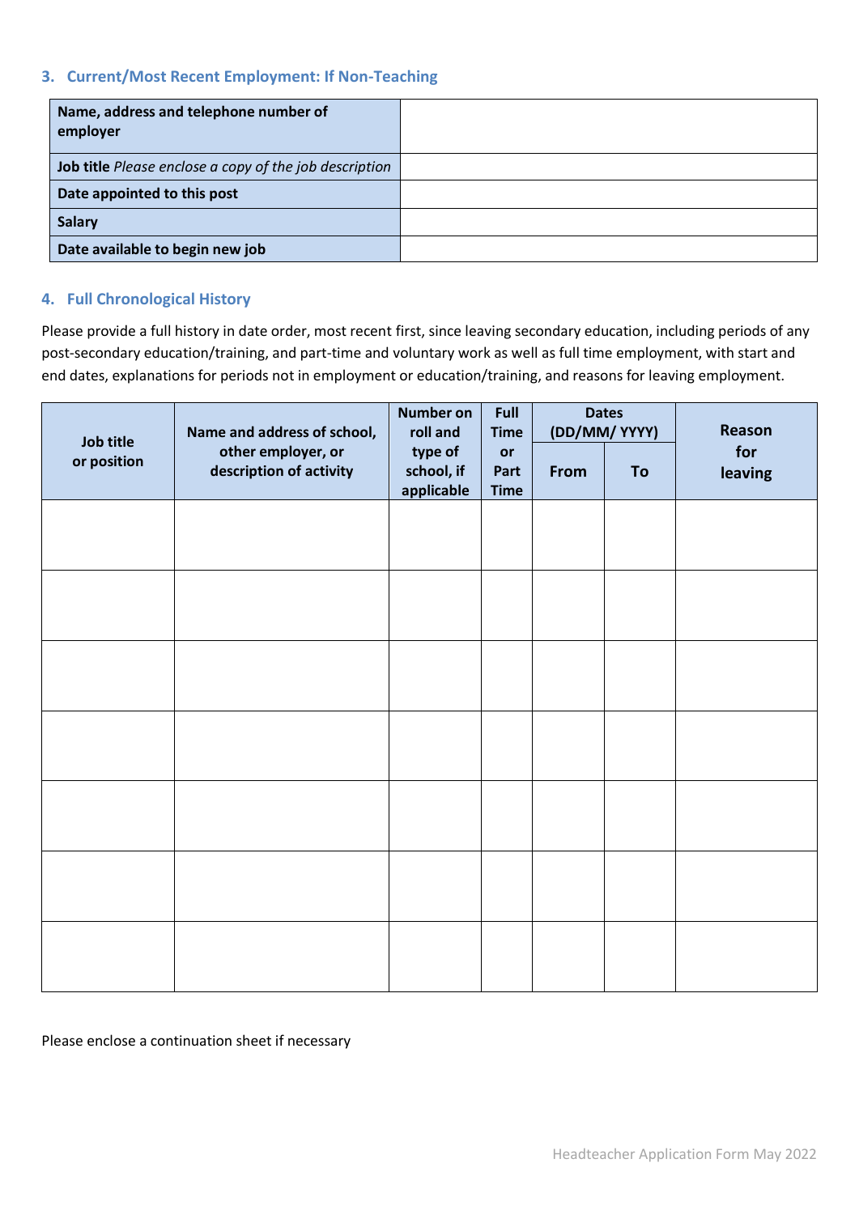### 3. Current/Most Recent Employment: If Non-Teaching

| | |
|---|---|
| **Name, address and telephone number of employer** | |
| **Job title** *Please enclose a copy of the job description* | |
| **Date appointed to this post** | |
| **Salary** | |
| **Date available to begin new job** | |

### 4. Full Chronological History

Please provide a full history in date order, most recent first, since leaving secondary education, including periods of any post-secondary education/training, and part-time and voluntary work as well as full time employment, with start and end dates, explanations for periods not in employment or education/training, and reasons for leaving employment.

| Job title or position | Name and address of school, other employer, or description of activity | Number on roll and type of school, if applicable | Full Time or Part Time | Dates (DD/MM/ YYYY) | | Reason for leaving |
|---|---|---|---|---|---|---|
| | | | | From | To | |
| | | | | | | |
| | | | | | | |
| | | | | | | |
| | | | | | | |
| | | | | | | |
| | | | | | | |
| | | | | | | |

Please enclose a continuation sheet if necessary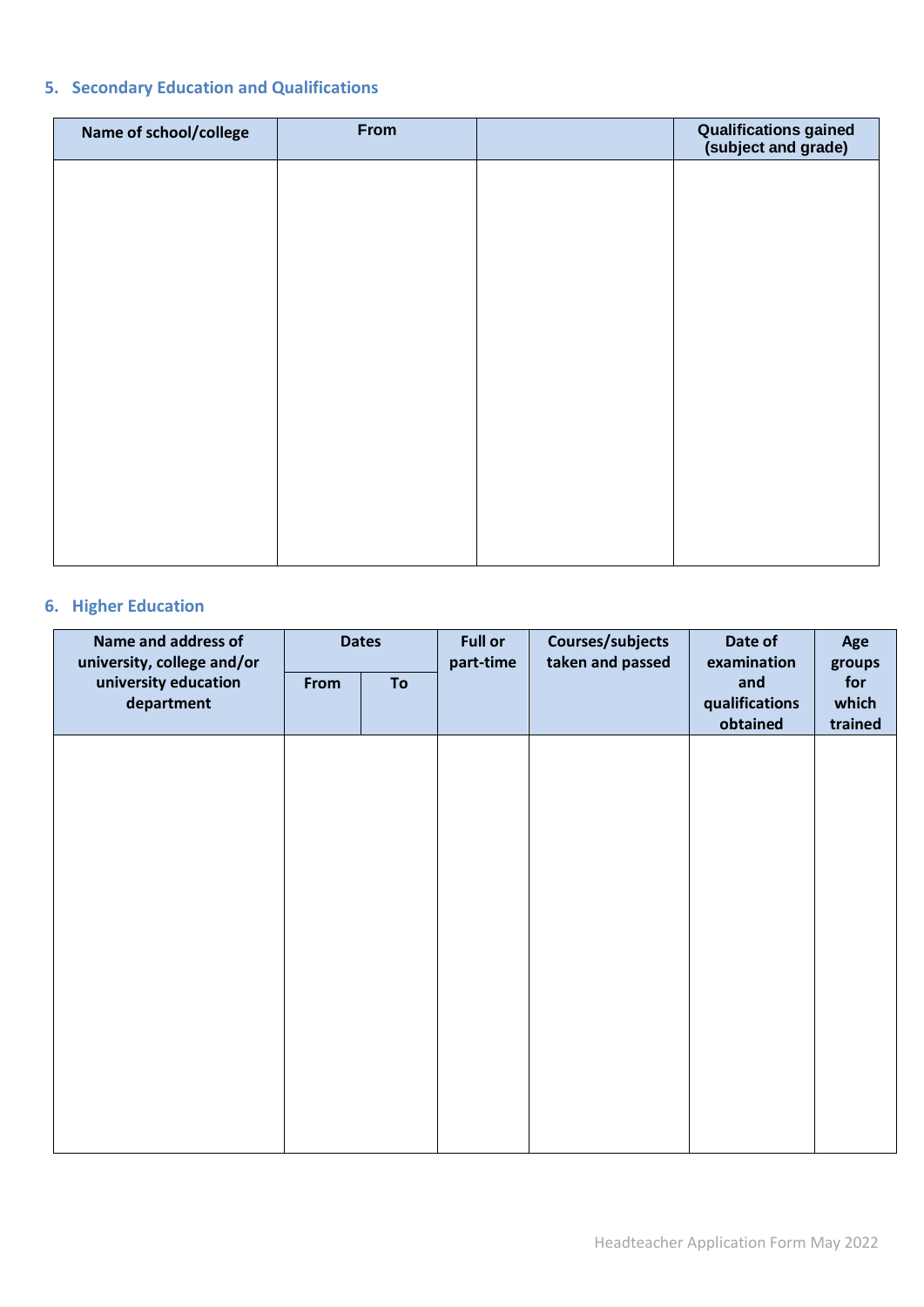## 5. Secondary Education and Qualifications

| Name of school/college | From | | Qualifications gained (subject and grade) |
|---|---|---|---|
| | | | |

## 6. Higher Education

| Name and address of university, college and/or university education department | Dates | | Full or part-time | Courses/subjects taken and passed | Date of examination and qualifications obtained | Age groups for which trained |
|---|---|---|---|---|---|---|
| | From | To | | | | |
| | | | | | | |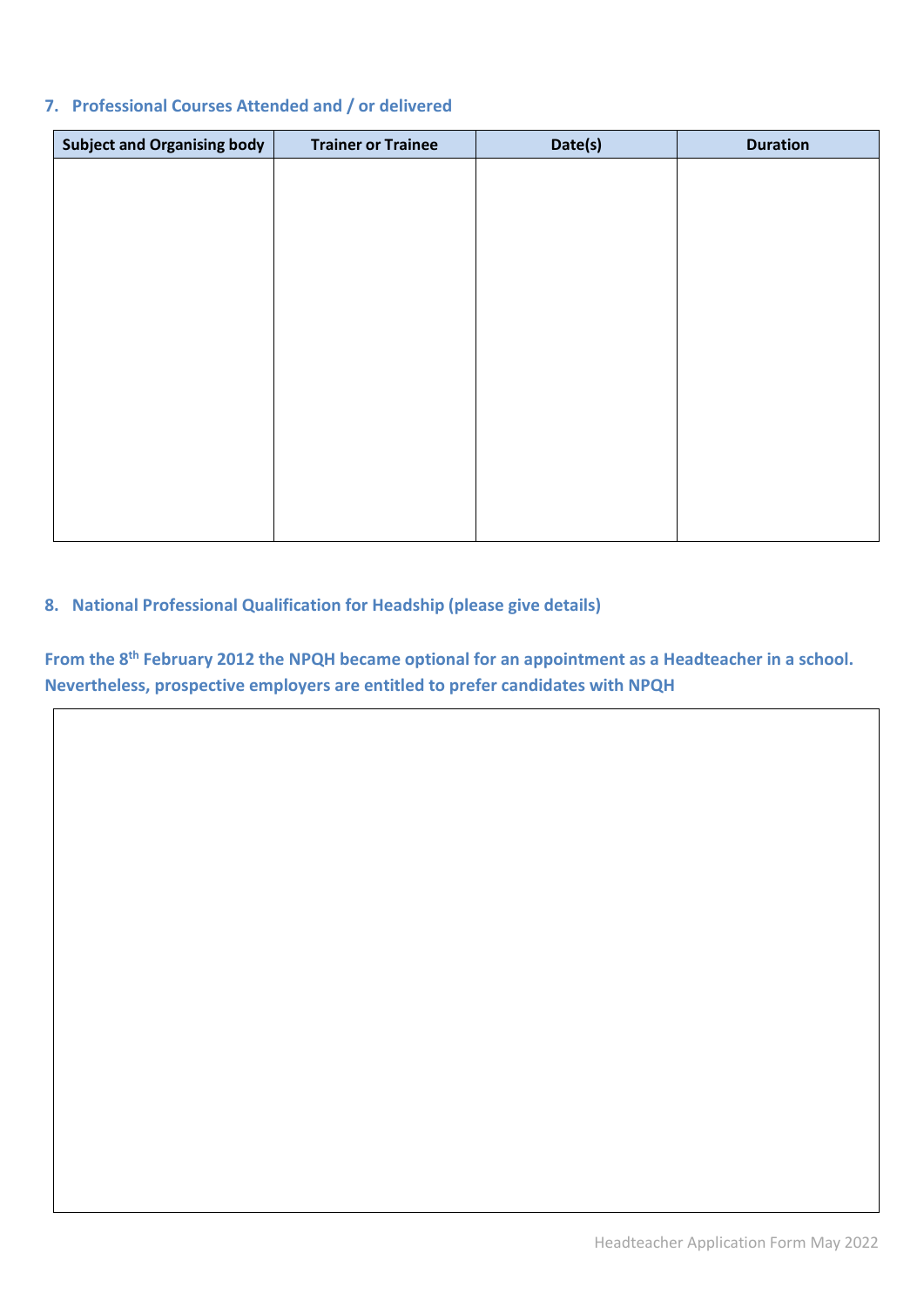## 7. Professional Courses Attended and / or delivered

| Subject and Organising body | Trainer or Trainee | Date(s) | Duration |
|---|---|---|---|
| | | | |

## 8. National Professional Qualification for Headship (please give details)

**From the 8th February 2012 the NPQH became optional for an appointment as a Headteacher in a school. Nevertheless, prospective employers are entitled to prefer candidates with NPQH**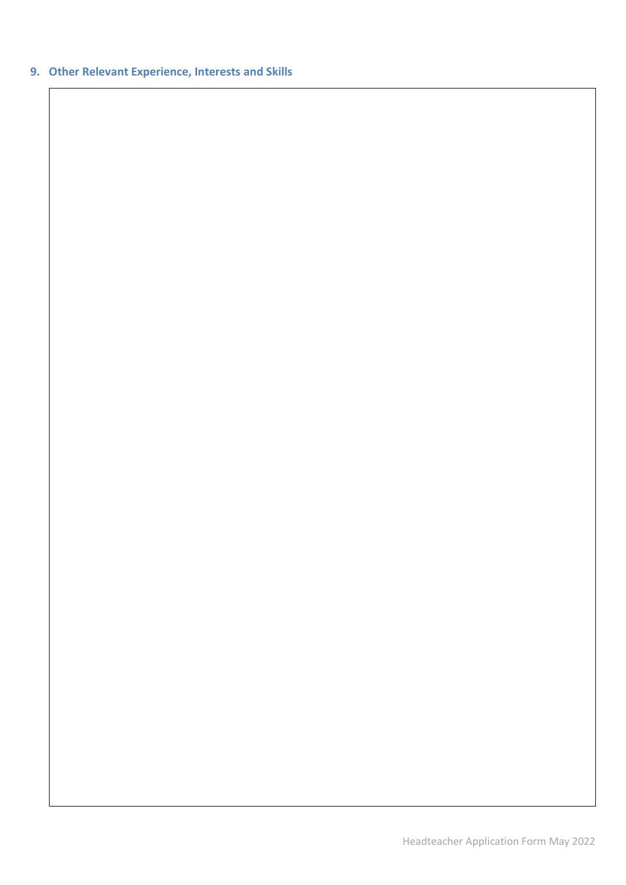## 9. Other Relevant Experience, Interests and Skills

|  |
| --- |
|  |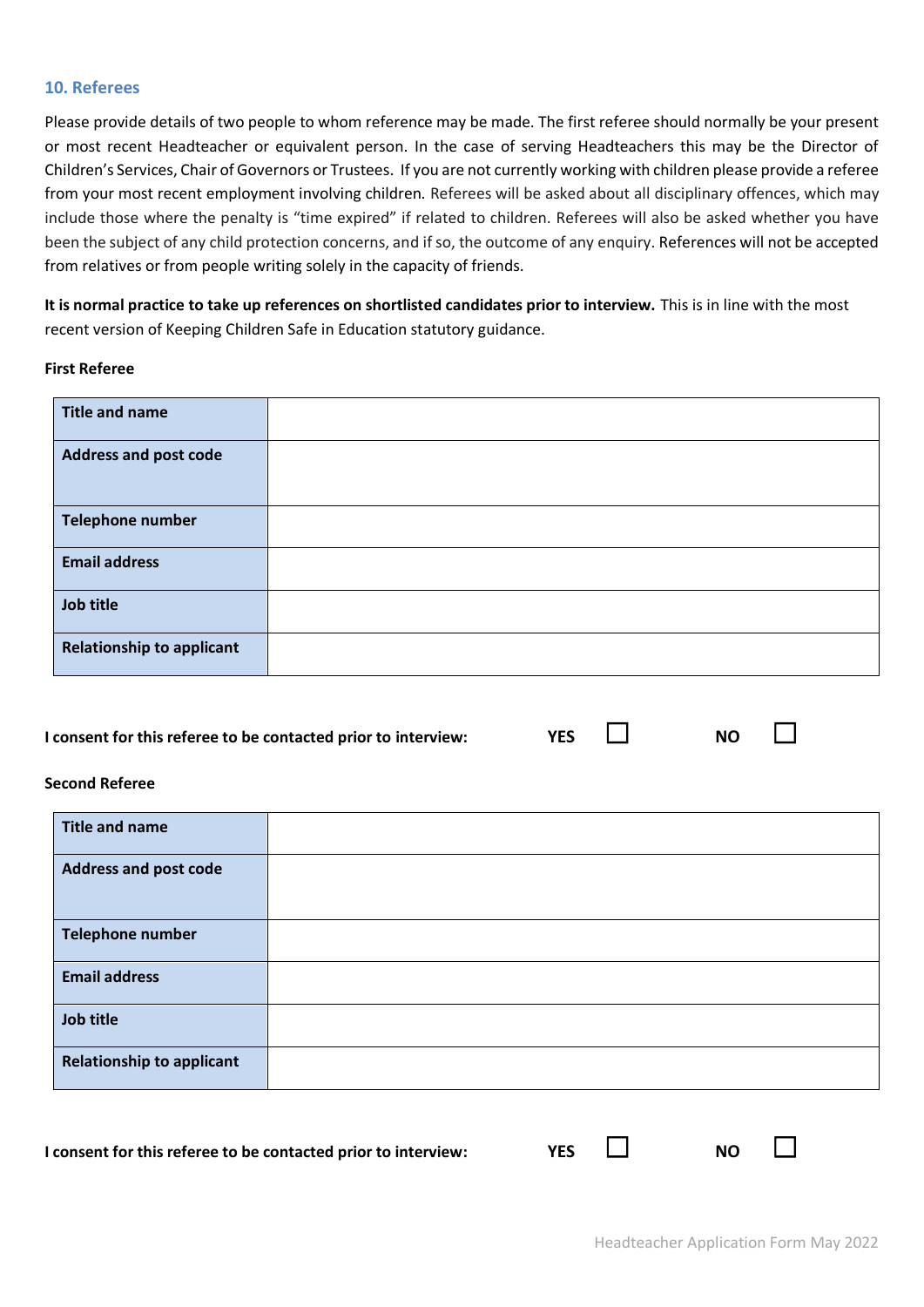## 10. Referees

Please provide details of two people to whom reference may be made. The first referee should normally be your present or most recent Headteacher or equivalent person. In the case of serving Headteachers this may be the Director of Children's Services, Chair of Governors or Trustees. If you are not currently working with children please provide a referee from your most recent employment involving children. Referees will be asked about all disciplinary offences, which may include those where the penalty is "time expired" if related to children. Referees will also be asked whether you have been the subject of any child protection concerns, and if so, the outcome of any enquiry. References will not be accepted from relatives or from people writing solely in the capacity of friends.

**It is normal practice to take up references on shortlisted candidates prior to interview.** This is in line with the most recent version of Keeping Children Safe in Education statutory guidance.

**First Referee**

| | |
|---|---|
| **Title and name** | |
| **Address and post code** | |
| **Telephone number** | |
| **Email address** | |
| **Job title** | |
| **Relationship to applicant** | |

**I consent for this referee to be contacted prior to interview:** **YES** ☐ **NO** ☐

**Second Referee**

| | |
|---|---|
| **Title and name** | |
| **Address and post code** | |
| **Telephone number** | |
| **Email address** | |
| **Job title** | |
| **Relationship to applicant** | |

**I consent for this referee to be contacted prior to interview:** **YES** ☐ **NO** ☐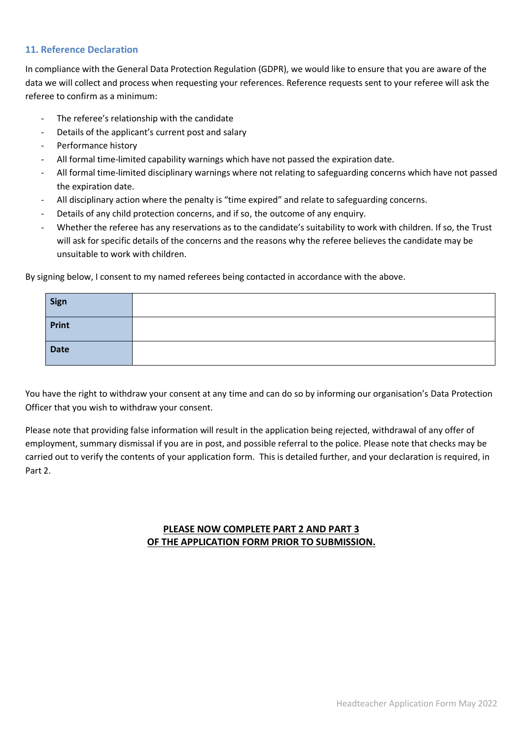### 11. Reference Declaration

In compliance with the General Data Protection Regulation (GDPR), we would like to ensure that you are aware of the data we will collect and process when requesting your references. Reference requests sent to your referee will ask the referee to confirm as a minimum:

- The referee's relationship with the candidate
- Details of the applicant's current post and salary
- Performance history
- All formal time-limited capability warnings which have not passed the expiration date.
- All formal time-limited disciplinary warnings where not relating to safeguarding concerns which have not passed the expiration date.
- All disciplinary action where the penalty is "time expired" and relate to safeguarding concerns.
- Details of any child protection concerns, and if so, the outcome of any enquiry.
- Whether the referee has any reservations as to the candidate's suitability to work with children. If so, the Trust will ask for specific details of the concerns and the reasons why the referee believes the candidate may be unsuitable to work with children.

By signing below, I consent to my named referees being contacted in accordance with the above.

| | |
|---|---|
| **Sign** | |
| **Print** | |
| **Date** | |

You have the right to withdraw your consent at any time and can do so by informing our organisation's Data Protection Officer that you wish to withdraw your consent.

Please note that providing false information will result in the application being rejected, withdrawal of any offer of employment, summary dismissal if you are in post, and possible referral to the police. Please note that checks may be carried out to verify the contents of your application form. This is detailed further, and your declaration is required, in Part 2.

**PLEASE NOW COMPLETE PART 2 AND PART 3 OF THE APPLICATION FORM PRIOR TO SUBMISSION.**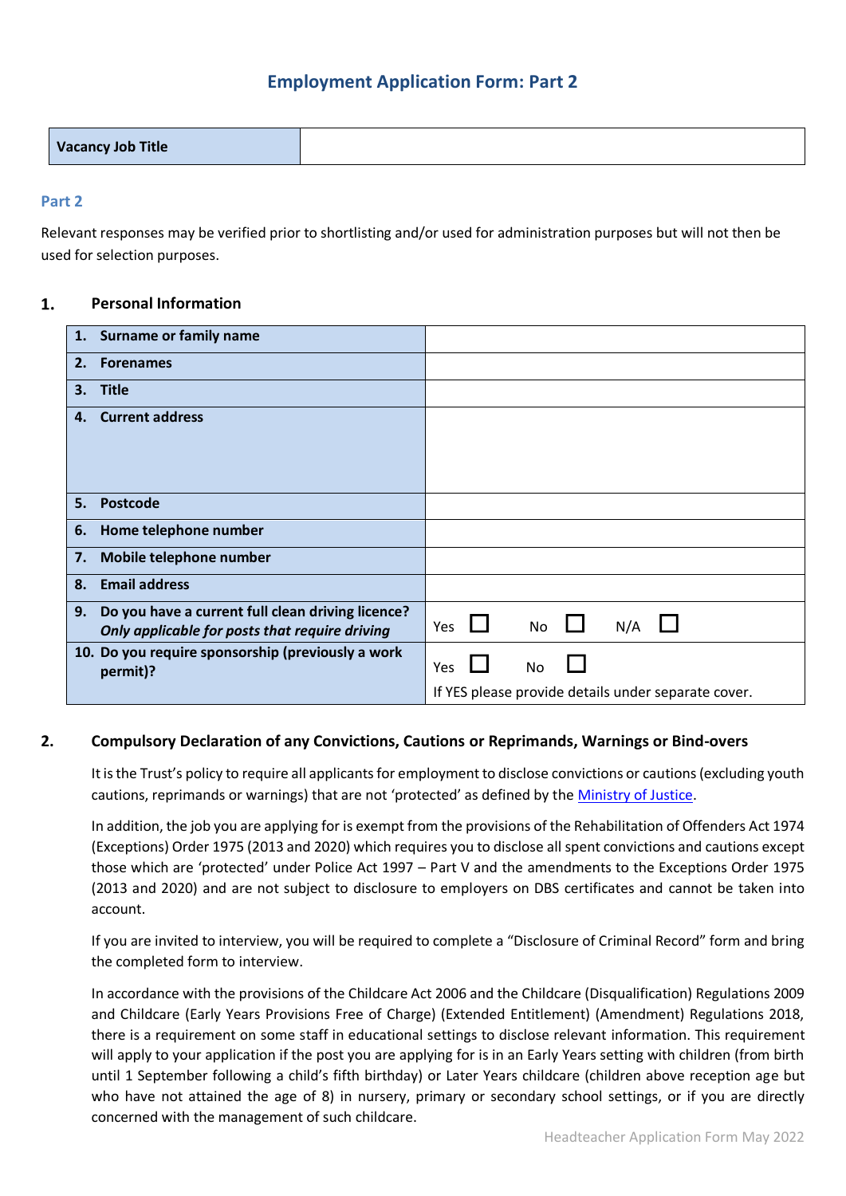# Employment Application Form: Part 2

| Vacancy Job Title | |
|---|---|

## Part 2

Relevant responses may be verified prior to shortlisting and/or used for administration purposes but will not then be used for selection purposes.

### 1. Personal Information

| | |
|---|---|
| 1. **Surname or family name** | |
| 2. **Forenames** | |
| 3. **Title** | |
| 4. **Current address** | |
| 5. **Postcode** | |
| 6. **Home telephone number** | |
| 7. **Mobile telephone number** | |
| 8. **Email address** | |
| 9. **Do you have a current full clean driving licence?** ***Only applicable for posts that require driving*** | Yes ☐ No ☐ N/A ☐ |
| 10. **Do you require sponsorship (previously a work permit)?** | Yes ☐ No ☐ If YES please provide details under separate cover. |

### 2. Compulsory Declaration of any Convictions, Cautions or Reprimands, Warnings or Bind-overs

It is the Trust's policy to require all applicants for employment to disclose convictions or cautions (excluding youth cautions, reprimands or warnings) that are not 'protected' as defined by the Ministry of Justice.

In addition, the job you are applying for is exempt from the provisions of the Rehabilitation of Offenders Act 1974 (Exceptions) Order 1975 (2013 and 2020) which requires you to disclose all spent convictions and cautions except those which are 'protected' under Police Act 1997 – Part V and the amendments to the Exceptions Order 1975 (2013 and 2020) and are not subject to disclosure to employers on DBS certificates and cannot be taken into account.

If you are invited to interview, you will be required to complete a "Disclosure of Criminal Record" form and bring the completed form to interview.

In accordance with the provisions of the Childcare Act 2006 and the Childcare (Disqualification) Regulations 2009 and Childcare (Early Years Provisions Free of Charge) (Extended Entitlement) (Amendment) Regulations 2018, there is a requirement on some staff in educational settings to disclose relevant information. This requirement will apply to your application if the post you are applying for is in an Early Years setting with children (from birth until 1 September following a child's fifth birthday) or Later Years childcare (children above reception age but who have not attained the age of 8) in nursery, primary or secondary school settings, or if you are directly concerned with the management of such childcare.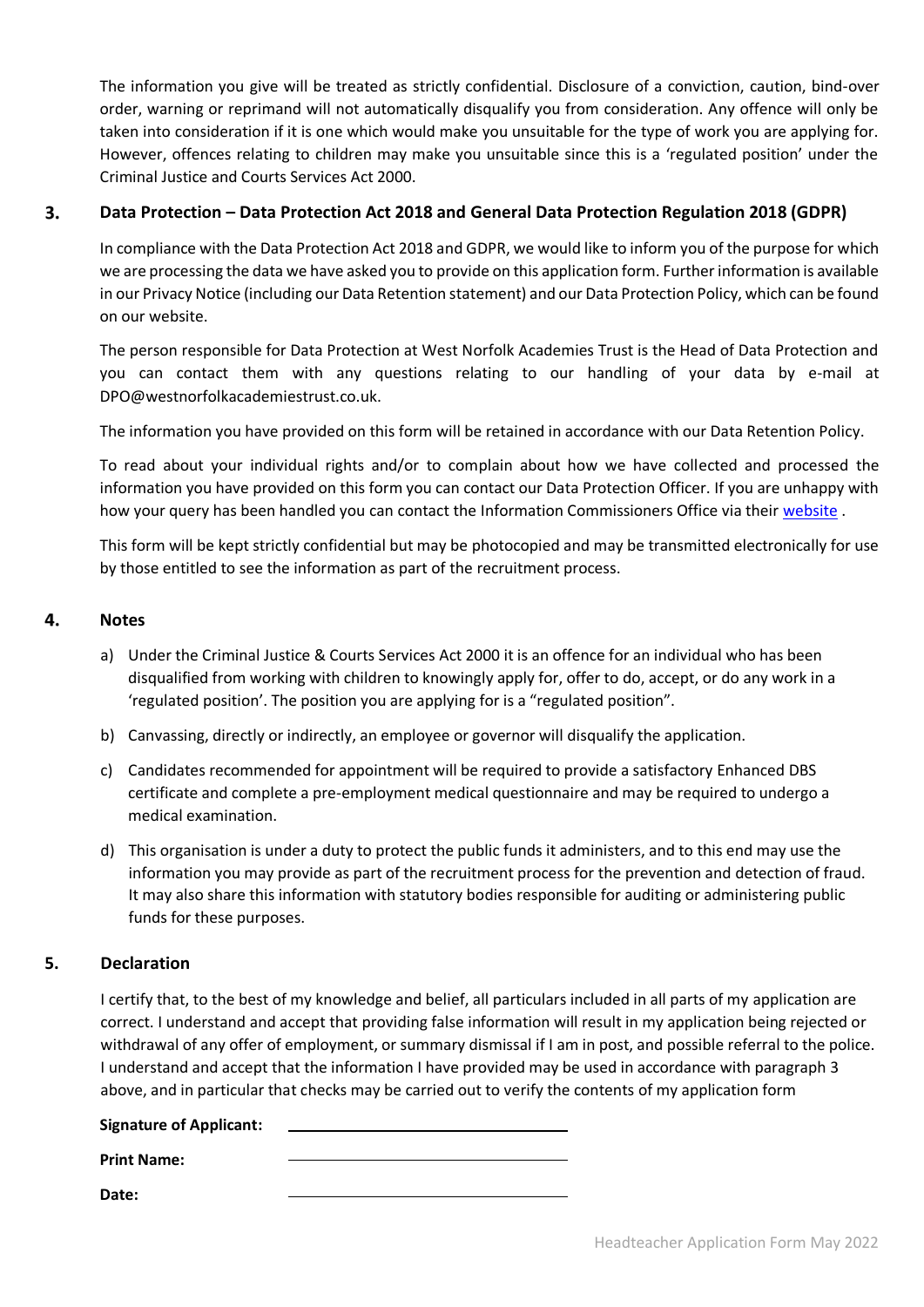The information you give will be treated as strictly confidential. Disclosure of a conviction, caution, bind-over order, warning or reprimand will not automatically disqualify you from consideration. Any offence will only be taken into consideration if it is one which would make you unsuitable for the type of work you are applying for. However, offences relating to children may make you unsuitable since this is a 'regulated position' under the Criminal Justice and Courts Services Act 2000.

## 3. Data Protection – Data Protection Act 2018 and General Data Protection Regulation 2018 (GDPR)

In compliance with the Data Protection Act 2018 and GDPR, we would like to inform you of the purpose for which we are processing the data we have asked you to provide on this application form. Further information is available in our Privacy Notice (including our Data Retention statement) and our Data Protection Policy, which can be found on our website.

The person responsible for Data Protection at West Norfolk Academies Trust is the Head of Data Protection and you can contact them with any questions relating to our handling of your data by e-mail at DPO@westnorfolkacademiestrust.co.uk.

The information you have provided on this form will be retained in accordance with our Data Retention Policy.

To read about your individual rights and/or to complain about how we have collected and processed the information you have provided on this form you can contact our Data Protection Officer. If you are unhappy with how your query has been handled you can contact the Information Commissioners Office via their website .

This form will be kept strictly confidential but may be photocopied and may be transmitted electronically for use by those entitled to see the information as part of the recruitment process.

## 4. Notes

a) Under the Criminal Justice & Courts Services Act 2000 it is an offence for an individual who has been disqualified from working with children to knowingly apply for, offer to do, accept, or do any work in a 'regulated position'. The position you are applying for is a "regulated position".

b) Canvassing, directly or indirectly, an employee or governor will disqualify the application.

c) Candidates recommended for appointment will be required to provide a satisfactory Enhanced DBS certificate and complete a pre-employment medical questionnaire and may be required to undergo a medical examination.

d) This organisation is under a duty to protect the public funds it administers, and to this end may use the information you may provide as part of the recruitment process for the prevention and detection of fraud. It may also share this information with statutory bodies responsible for auditing or administering public funds for these purposes.

## 5. Declaration

I certify that, to the best of my knowledge and belief, all particulars included in all parts of my application are correct. I understand and accept that providing false information will result in my application being rejected or withdrawal of any offer of employment, or summary dismissal if I am in post, and possible referral to the police. I understand and accept that the information I have provided may be used in accordance with paragraph 3 above, and in particular that checks may be carried out to verify the contents of my application form

**Signature of Applicant:** \_\_\_\_\_\_\_\_\_\_\_\_\_\_\_\_\_\_\_\_\_\_\_\_\_\_\_\_

**Print Name:** \_\_\_\_\_\_\_\_\_\_\_\_\_\_\_\_\_\_\_\_\_\_\_\_\_\_\_\_

**Date:** \_\_\_\_\_\_\_\_\_\_\_\_\_\_\_\_\_\_\_\_\_\_\_\_\_\_\_\_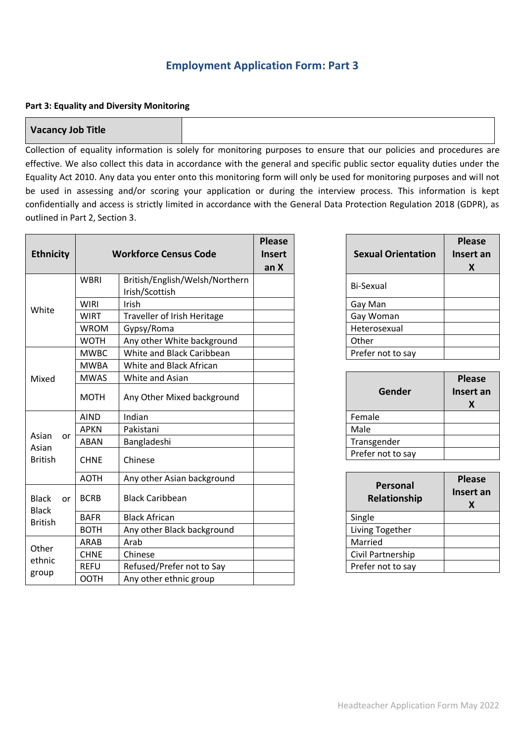## Employment Application Form: Part 3

**Part 3: Equality and Diversity Monitoring**

| **Vacancy Job Title** | |
|---|---|

Collection of equality information is solely for monitoring purposes to ensure that our policies and procedures are effective. We also collect this data in accordance with the general and specific public sector equality duties under the Equality Act 2010. Any data you enter onto this monitoring form will only be used for monitoring purposes and will not be used in assessing and/or scoring your application or during the interview process. This information is kept confidentially and access is strictly limited in accordance with the General Data Protection Regulation 2018 (GDPR), as outlined in Part 2, Section 3.

| **Ethnicity** | **Workforce Census Code** | | **Please Insert an X** |
|---|---|---|---|
| White | WBRI | British/English/Welsh/Northern Irish/Scottish | |
| | WIRI | Irish | |
| | WIRT | Traveller of Irish Heritage | |
| | WROM | Gypsy/Roma | |
| | WOTH | Any other White background | |
| Mixed | MWBC | White and Black Caribbean | |
| | MWBA | White and Black African | |
| | MWAS | White and Asian | |
| | MOTH | Any Other Mixed background | |
| Asian or Asian British | AIND | Indian | |
| | APKN | Pakistani | |
| | ABAN | Bangladeshi | |
| | CHNE | Chinese | |
| | AOTH | Any other Asian background | |
| Black or Black British | BCRB | Black Caribbean | |
| | BAFR | Black African | |
| | BOTH | Any other Black background | |
| Other ethnic group | ARAB | Arab | |
| | CHNE | Chinese | |
| | REFU | Refused/Prefer not to Say | |
| | OOTH | Any other ethnic group | |

| **Sexual Orientation** | **Please Insert an X** |
|---|---|
| Bi-Sexual | |
| Gay Man | |
| Gay Woman | |
| Heterosexual | |
| Other | |
| Prefer not to say | |

| **Gender** | **Please Insert an X** |
|---|---|
| Female | |
| Male | |
| Transgender | |
| Prefer not to say | |

| **Personal Relationship** | **Please Insert an X** |
|---|---|
| Single | |
| Living Together | |
| Married | |
| Civil Partnership | |
| Prefer not to say | |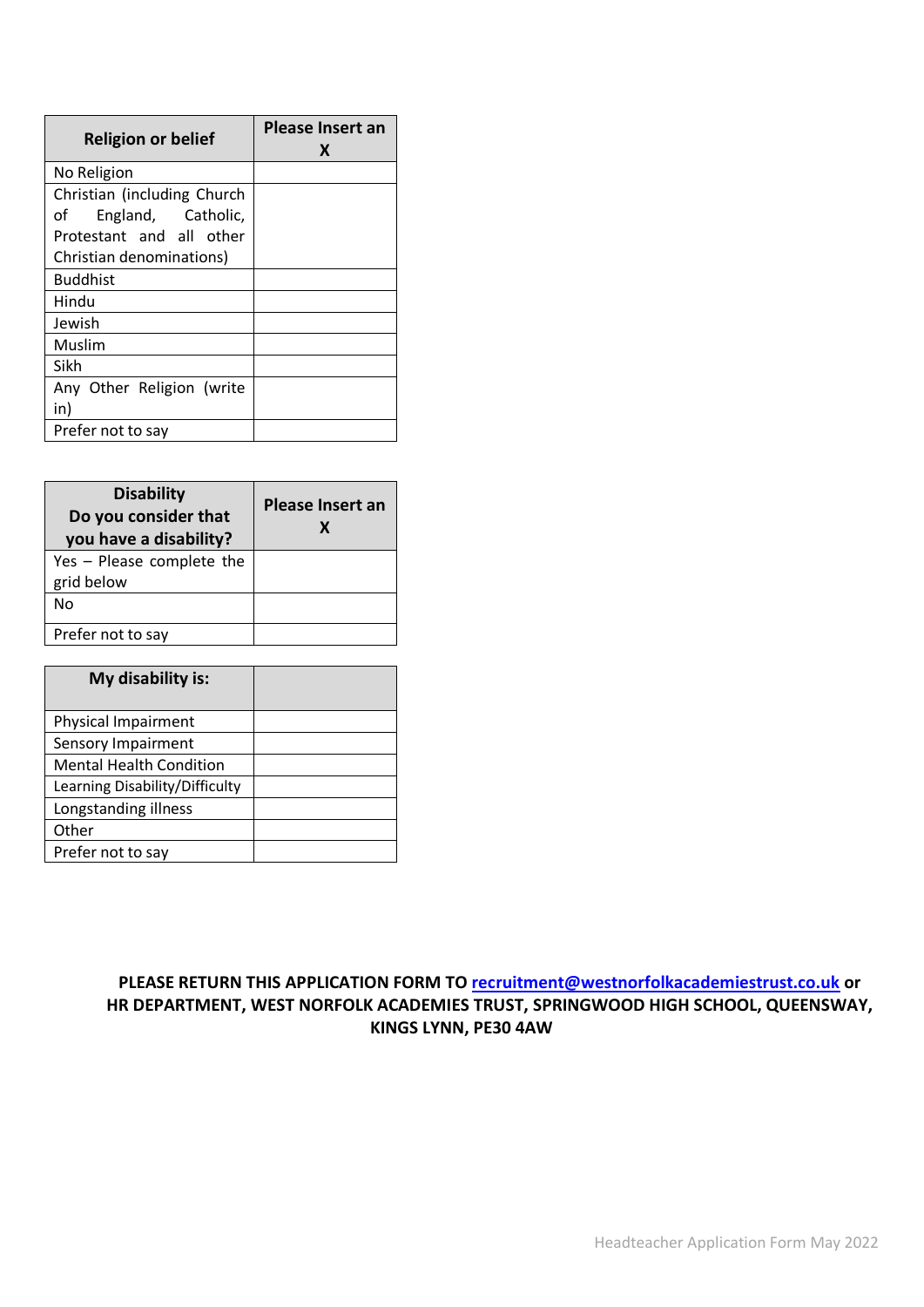| Religion or belief | Please Insert an X |
|---|---|
| No Religion | |
| Christian (including Church of England, Catholic, Protestant and all other Christian denominations) | |
| Buddhist | |
| Hindu | |
| Jewish | |
| Muslim | |
| Sikh | |
| Any Other Religion (write in) | |
| Prefer not to say | |

| Disability Do you consider that you have a disability? | Please Insert an X |
|---|---|
| Yes – Please complete the grid below | |
| No | |
| Prefer not to say | |

| My disability is: | |
|---|---|
| Physical Impairment | |
| Sensory Impairment | |
| Mental Health Condition | |
| Learning Disability/Difficulty | |
| Longstanding illness | |
| Other | |
| Prefer not to say | |

**PLEASE RETURN THIS APPLICATION FORM TO recruitment@westnorfolkacademiestrust.co.uk or HR DEPARTMENT, WEST NORFOLK ACADEMIES TRUST, SPRINGWOOD HIGH SCHOOL, QUEENSWAY, KINGS LYNN, PE30 4AW**